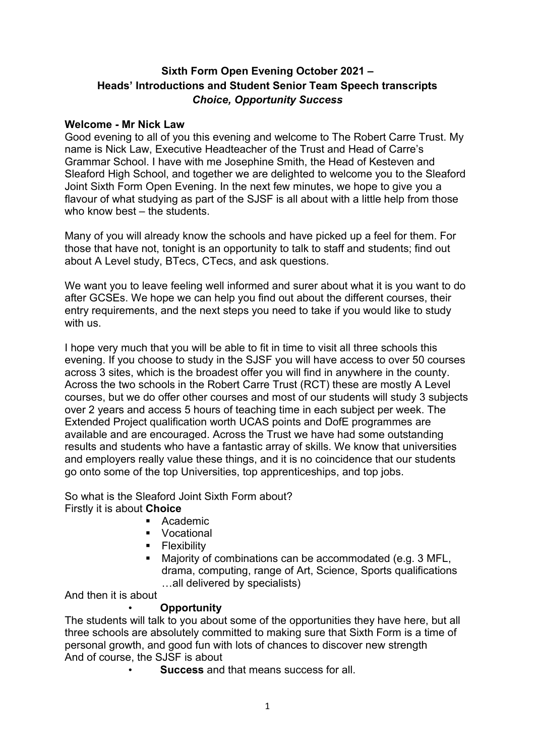**Sixth Form Open Evening October 2021 –**
**Heads' Introductions and Student Senior Team Speech transcripts**
***Choice, Opportunity Success***

**Welcome - Mr Nick Law**

Good evening to all of you this evening and welcome to The Robert Carre Trust. My name is Nick Law, Executive Headteacher of the Trust and Head of Carre's Grammar School. I have with me Josephine Smith, the Head of Kesteven and Sleaford High School, and together we are delighted to welcome you to the Sleaford Joint Sixth Form Open Evening. In the next few minutes, we hope to give you a flavour of what studying as part of the SJSF is all about with a little help from those who know best – the students.

Many of you will already know the schools and have picked up a feel for them. For those that have not, tonight is an opportunity to talk to staff and students; find out about A Level study, BTecs, CTecs, and ask questions.

We want you to leave feeling well informed and surer about what it is you want to do after GCSEs. We hope we can help you find out about the different courses, their entry requirements, and the next steps you need to take if you would like to study with us.

I hope very much that you will be able to fit in time to visit all three schools this evening. If you choose to study in the SJSF you will have access to over 50 courses across 3 sites, which is the broadest offer you will find in anywhere in the county. Across the two schools in the Robert Carre Trust (RCT) these are mostly A Level courses, but we do offer other courses and most of our students will study 3 subjects over 2 years and access 5 hours of teaching time in each subject per week. The Extended Project qualification worth UCAS points and DofE programmes are available and are encouraged. Across the Trust we have had some outstanding results and students who have a fantastic array of skills. We know that universities and employers really value these things, and it is no coincidence that our students go onto some of the top Universities, top apprenticeships, and top jobs.

So what is the Sleaford Joint Sixth Form about?
Firstly it is about **Choice**

- Academic
- Vocational
- Flexibility
- Majority of combinations can be accommodated (e.g. 3 MFL, drama, computing, range of Art, Science, Sports qualifications …all delivered by specialists)

And then it is about

- **Opportunity**

The students will talk to you about some of the opportunities they have here, but all three schools are absolutely committed to making sure that Sixth Form is a time of personal growth, and good fun with lots of chances to discover new strength
And of course, the SJSF is about

- **Success** and that means success for all.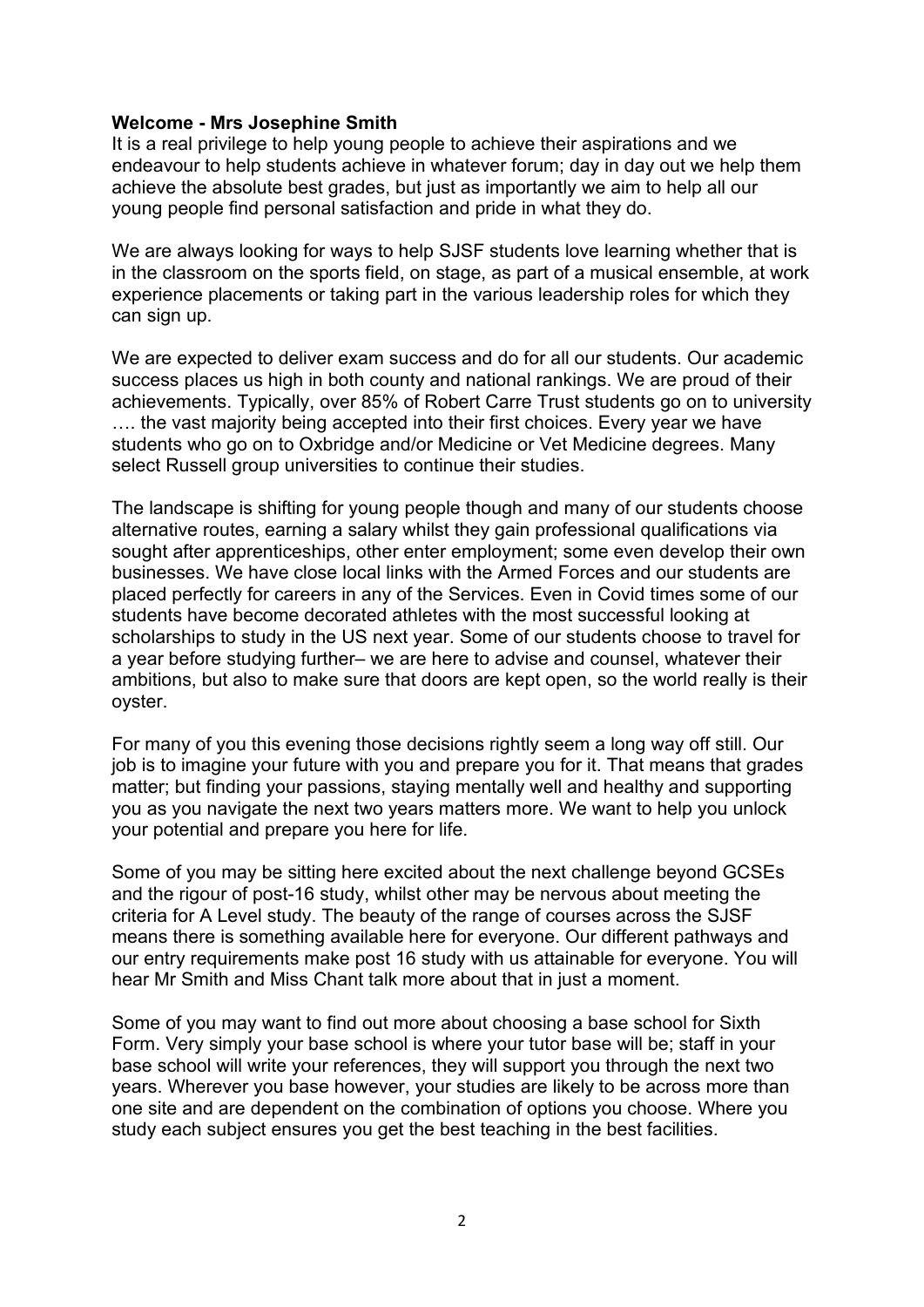**Welcome - Mrs Josephine Smith**

It is a real privilege to help young people to achieve their aspirations and we endeavour to help students achieve in whatever forum; day in day out we help them achieve the absolute best grades, but just as importantly we aim to help all our young people find personal satisfaction and pride in what they do.

We are always looking for ways to help SJSF students love learning whether that is in the classroom on the sports field, on stage, as part of a musical ensemble, at work experience placements or taking part in the various leadership roles for which they can sign up.

We are expected to deliver exam success and do for all our students. Our academic success places us high in both county and national rankings. We are proud of their achievements. Typically, over 85% of Robert Carre Trust students go on to university …. the vast majority being accepted into their first choices. Every year we have students who go on to Oxbridge and/or Medicine or Vet Medicine degrees. Many select Russell group universities to continue their studies.

The landscape is shifting for young people though and many of our students choose alternative routes, earning a salary whilst they gain professional qualifications via sought after apprenticeships, other enter employment; some even develop their own businesses. We have close local links with the Armed Forces and our students are placed perfectly for careers in any of the Services. Even in Covid times some of our students have become decorated athletes with the most successful looking at scholarships to study in the US next year. Some of our students choose to travel for a year before studying further– we are here to advise and counsel, whatever their ambitions, but also to make sure that doors are kept open, so the world really is their oyster.

For many of you this evening those decisions rightly seem a long way off still. Our job is to imagine your future with you and prepare you for it. That means that grades matter; but finding your passions, staying mentally well and healthy and supporting you as you navigate the next two years matters more. We want to help you unlock your potential and prepare you here for life.

Some of you may be sitting here excited about the next challenge beyond GCSEs and the rigour of post-16 study, whilst other may be nervous about meeting the criteria for A Level study. The beauty of the range of courses across the SJSF means there is something available here for everyone. Our different pathways and our entry requirements make post 16 study with us attainable for everyone. You will hear Mr Smith and Miss Chant talk more about that in just a moment.

Some of you may want to find out more about choosing a base school for Sixth Form. Very simply your base school is where your tutor base will be; staff in your base school will write your references, they will support you through the next two years. Wherever you base however, your studies are likely to be across more than one site and are dependent on the combination of options you choose. Where you study each subject ensures you get the best teaching in the best facilities.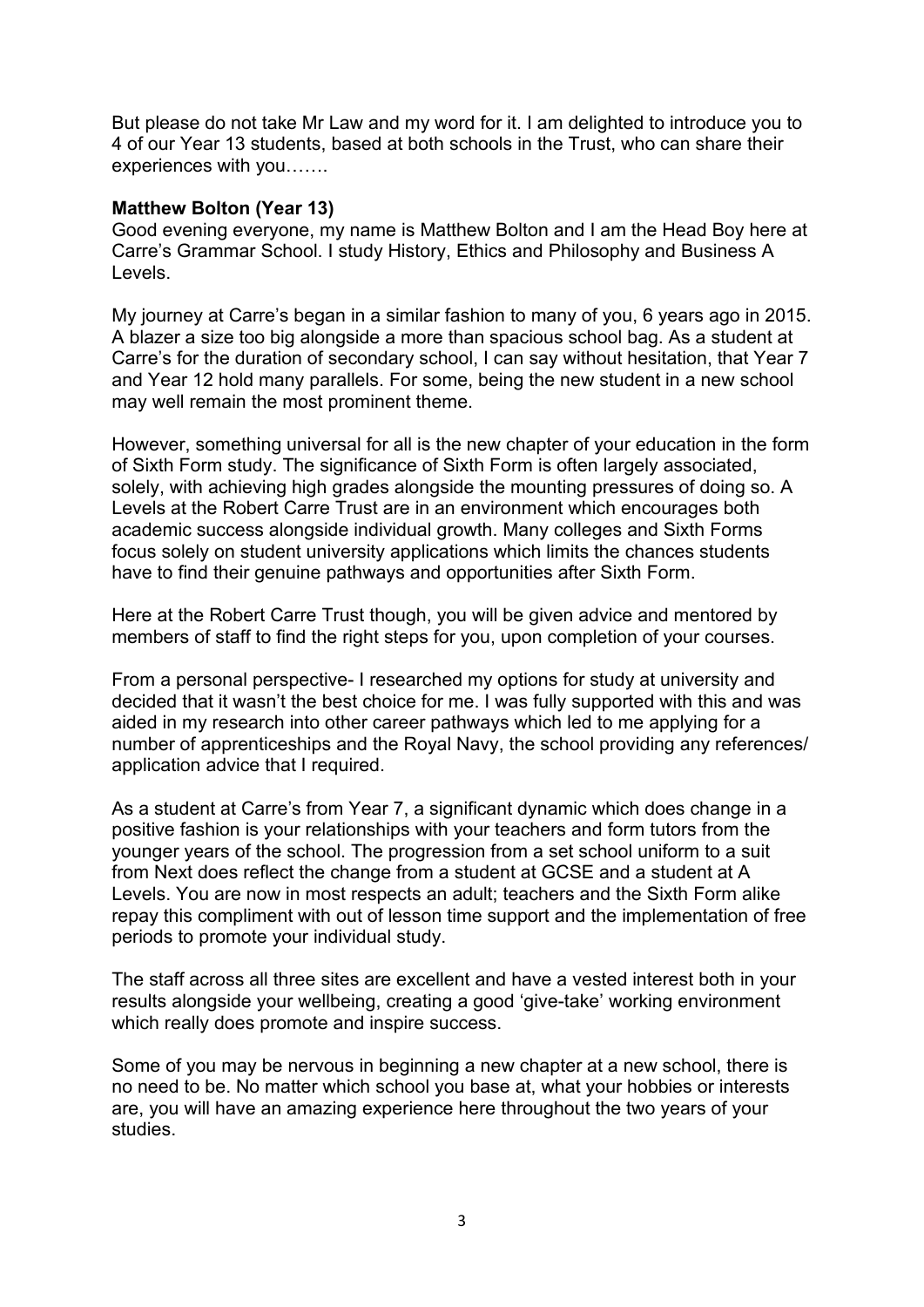But please do not take Mr Law and my word for it. I am delighted to introduce you to 4 of our Year 13 students, based at both schools in the Trust, who can share their experiences with you…….

**Matthew Bolton (Year 13)**

Good evening everyone, my name is Matthew Bolton and I am the Head Boy here at Carre's Grammar School. I study History, Ethics and Philosophy and Business A Levels.

My journey at Carre's began in a similar fashion to many of you, 6 years ago in 2015. A blazer a size too big alongside a more than spacious school bag. As a student at Carre's for the duration of secondary school, I can say without hesitation, that Year 7 and Year 12 hold many parallels. For some, being the new student in a new school may well remain the most prominent theme.

However, something universal for all is the new chapter of your education in the form of Sixth Form study. The significance of Sixth Form is often largely associated, solely, with achieving high grades alongside the mounting pressures of doing so. A Levels at the Robert Carre Trust are in an environment which encourages both academic success alongside individual growth. Many colleges and Sixth Forms focus solely on student university applications which limits the chances students have to find their genuine pathways and opportunities after Sixth Form.

Here at the Robert Carre Trust though, you will be given advice and mentored by members of staff to find the right steps for you, upon completion of your courses.

From a personal perspective- I researched my options for study at university and decided that it wasn't the best choice for me. I was fully supported with this and was aided in my research into other career pathways which led to me applying for a number of apprenticeships and the Royal Navy, the school providing any references/ application advice that I required.

As a student at Carre's from Year 7, a significant dynamic which does change in a positive fashion is your relationships with your teachers and form tutors from the younger years of the school. The progression from a set school uniform to a suit from Next does reflect the change from a student at GCSE and a student at A Levels. You are now in most respects an adult; teachers and the Sixth Form alike repay this compliment with out of lesson time support and the implementation of free periods to promote your individual study.

The staff across all three sites are excellent and have a vested interest both in your results alongside your wellbeing, creating a good 'give-take' working environment which really does promote and inspire success.

Some of you may be nervous in beginning a new chapter at a new school, there is no need to be. No matter which school you base at, what your hobbies or interests are, you will have an amazing experience here throughout the two years of your studies.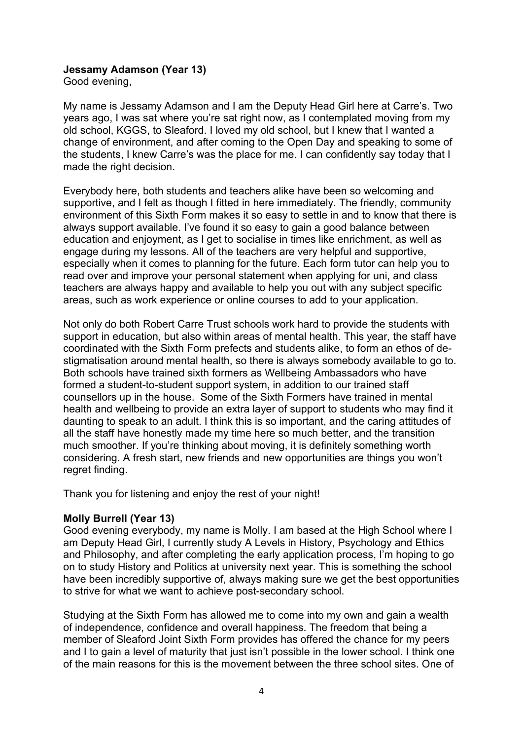**Jessamy Adamson (Year 13)**

Good evening,

My name is Jessamy Adamson and I am the Deputy Head Girl here at Carre's. Two years ago, I was sat where you're sat right now, as I contemplated moving from my old school, KGGS, to Sleaford. I loved my old school, but I knew that I wanted a change of environment, and after coming to the Open Day and speaking to some of the students, I knew Carre's was the place for me. I can confidently say today that I made the right decision.

Everybody here, both students and teachers alike have been so welcoming and supportive, and I felt as though I fitted in here immediately. The friendly, community environment of this Sixth Form makes it so easy to settle in and to know that there is always support available. I've found it so easy to gain a good balance between education and enjoyment, as I get to socialise in times like enrichment, as well as engage during my lessons. All of the teachers are very helpful and supportive, especially when it comes to planning for the future. Each form tutor can help you to read over and improve your personal statement when applying for uni, and class teachers are always happy and available to help you out with any subject specific areas, such as work experience or online courses to add to your application.

Not only do both Robert Carre Trust schools work hard to provide the students with support in education, but also within areas of mental health. This year, the staff have coordinated with the Sixth Form prefects and students alike, to form an ethos of de-stigmatisation around mental health, so there is always somebody available to go to. Both schools have trained sixth formers as Wellbeing Ambassadors who have formed a student-to-student support system, in addition to our trained staff counsellors up in the house. Some of the Sixth Formers have trained in mental health and wellbeing to provide an extra layer of support to students who may find it daunting to speak to an adult. I think this is so important, and the caring attitudes of all the staff have honestly made my time here so much better, and the transition much smoother. If you're thinking about moving, it is definitely something worth considering. A fresh start, new friends and new opportunities are things you won't regret finding.

Thank you for listening and enjoy the rest of your night!

**Molly Burrell (Year 13)**

Good evening everybody, my name is Molly. I am based at the High School where I am Deputy Head Girl, I currently study A Levels in History, Psychology and Ethics and Philosophy, and after completing the early application process, I'm hoping to go on to study History and Politics at university next year. This is something the school have been incredibly supportive of, always making sure we get the best opportunities to strive for what we want to achieve post-secondary school.

Studying at the Sixth Form has allowed me to come into my own and gain a wealth of independence, confidence and overall happiness. The freedom that being a member of Sleaford Joint Sixth Form provides has offered the chance for my peers and I to gain a level of maturity that just isn't possible in the lower school. I think one of the main reasons for this is the movement between the three school sites. One of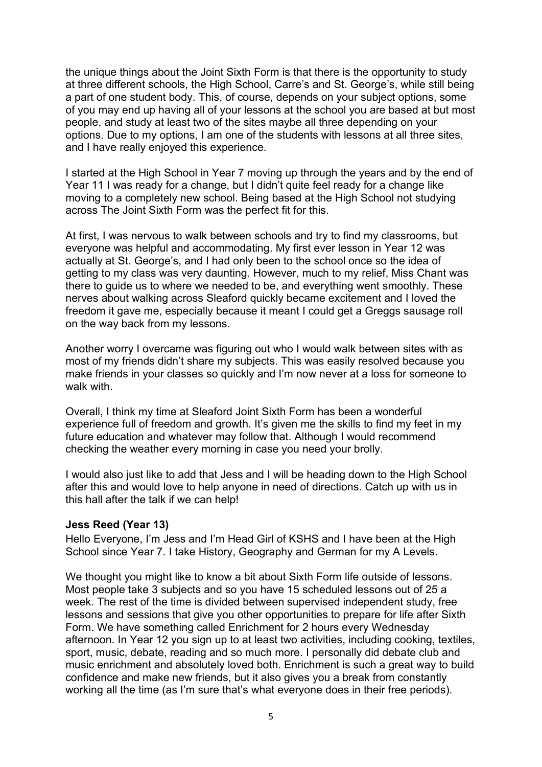the unique things about the Joint Sixth Form is that there is the opportunity to study at three different schools, the High School, Carre's and St. George's, while still being a part of one student body. This, of course, depends on your subject options, some of you may end up having all of your lessons at the school you are based at but most people, and study at least two of the sites maybe all three depending on your options. Due to my options, I am one of the students with lessons at all three sites, and I have really enjoyed this experience.

I started at the High School in Year 7 moving up through the years and by the end of Year 11 I was ready for a change, but I didn't quite feel ready for a change like moving to a completely new school. Being based at the High School not studying across The Joint Sixth Form was the perfect fit for this.

At first, I was nervous to walk between schools and try to find my classrooms, but everyone was helpful and accommodating. My first ever lesson in Year 12 was actually at St. George's, and I had only been to the school once so the idea of getting to my class was very daunting. However, much to my relief, Miss Chant was there to guide us to where we needed to be, and everything went smoothly. These nerves about walking across Sleaford quickly became excitement and I loved the freedom it gave me, especially because it meant I could get a Greggs sausage roll on the way back from my lessons.

Another worry I overcame was figuring out who I would walk between sites with as most of my friends didn't share my subjects. This was easily resolved because you make friends in your classes so quickly and I'm now never at a loss for someone to walk with.

Overall, I think my time at Sleaford Joint Sixth Form has been a wonderful experience full of freedom and growth. It's given me the skills to find my feet in my future education and whatever may follow that. Although I would recommend checking the weather every morning in case you need your brolly.

I would also just like to add that Jess and I will be heading down to the High School after this and would love to help anyone in need of directions. Catch up with us in this hall after the talk if we can help!

**Jess Reed (Year 13)**

Hello Everyone, I'm Jess and I'm Head Girl of KSHS and I have been at the High School since Year 7. I take History, Geography and German for my A Levels.

We thought you might like to know a bit about Sixth Form life outside of lessons. Most people take 3 subjects and so you have 15 scheduled lessons out of 25 a week. The rest of the time is divided between supervised independent study, free lessons and sessions that give you other opportunities to prepare for life after Sixth Form. We have something called Enrichment for 2 hours every Wednesday afternoon. In Year 12 you sign up to at least two activities, including cooking, textiles, sport, music, debate, reading and so much more. I personally did debate club and music enrichment and absolutely loved both. Enrichment is such a great way to build confidence and make new friends, but it also gives you a break from constantly working all the time (as I'm sure that's what everyone does in their free periods).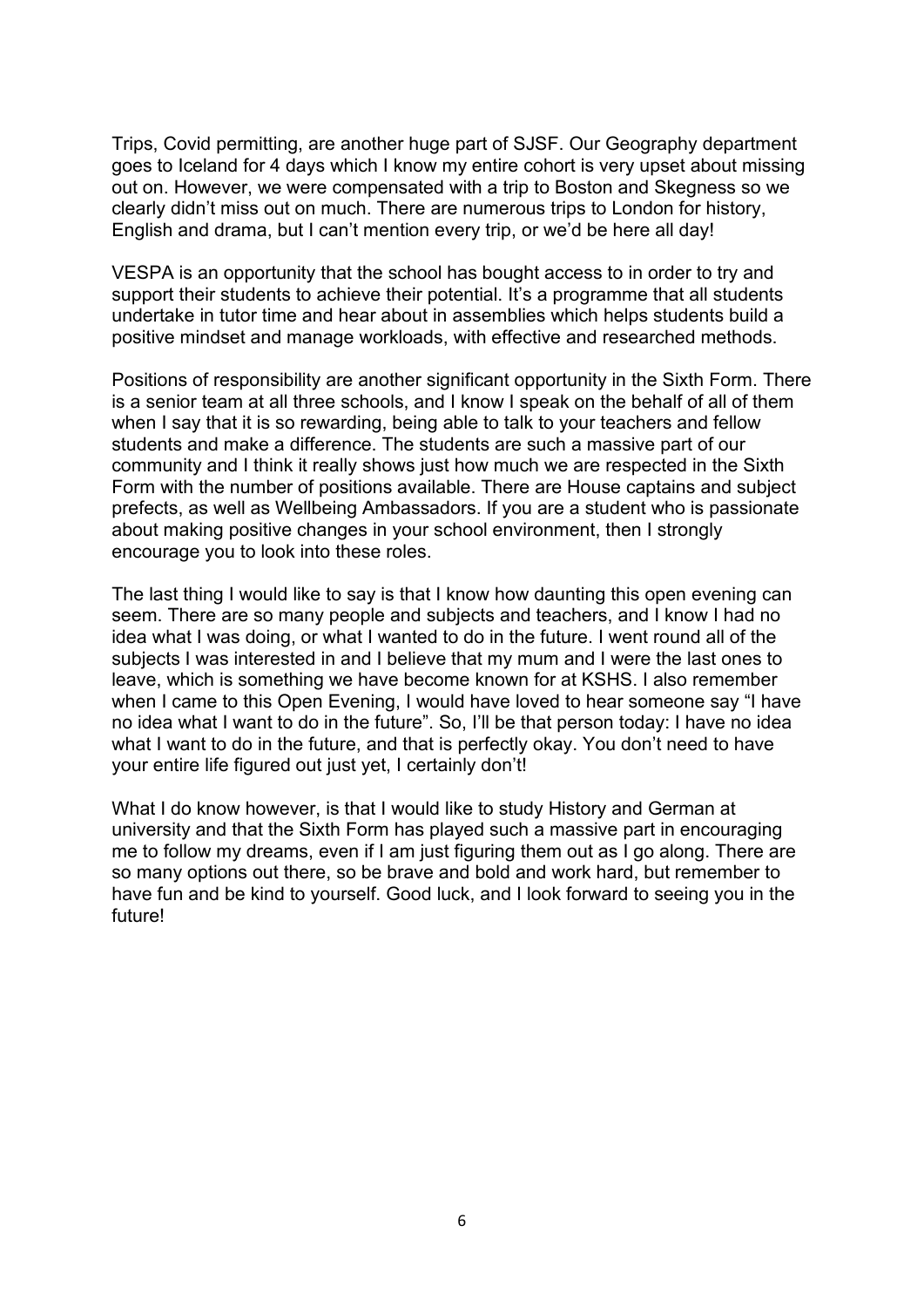Trips, Covid permitting, are another huge part of SJSF. Our Geography department goes to Iceland for 4 days which I know my entire cohort is very upset about missing out on. However, we were compensated with a trip to Boston and Skegness so we clearly didn't miss out on much. There are numerous trips to London for history, English and drama, but I can't mention every trip, or we'd be here all day!

VESPA is an opportunity that the school has bought access to in order to try and support their students to achieve their potential. It's a programme that all students undertake in tutor time and hear about in assemblies which helps students build a positive mindset and manage workloads, with effective and researched methods.

Positions of responsibility are another significant opportunity in the Sixth Form. There is a senior team at all three schools, and I know I speak on the behalf of all of them when I say that it is so rewarding, being able to talk to your teachers and fellow students and make a difference. The students are such a massive part of our community and I think it really shows just how much we are respected in the Sixth Form with the number of positions available. There are House captains and subject prefects, as well as Wellbeing Ambassadors. If you are a student who is passionate about making positive changes in your school environment, then I strongly encourage you to look into these roles.

The last thing I would like to say is that I know how daunting this open evening can seem. There are so many people and subjects and teachers, and I know I had no idea what I was doing, or what I wanted to do in the future. I went round all of the subjects I was interested in and I believe that my mum and I were the last ones to leave, which is something we have become known for at KSHS. I also remember when I came to this Open Evening, I would have loved to hear someone say "I have no idea what I want to do in the future". So, I'll be that person today: I have no idea what I want to do in the future, and that is perfectly okay. You don't need to have your entire life figured out just yet, I certainly don't!

What I do know however, is that I would like to study History and German at university and that the Sixth Form has played such a massive part in encouraging me to follow my dreams, even if I am just figuring them out as I go along. There are so many options out there, so be brave and bold and work hard, but remember to have fun and be kind to yourself. Good luck, and I look forward to seeing you in the future!